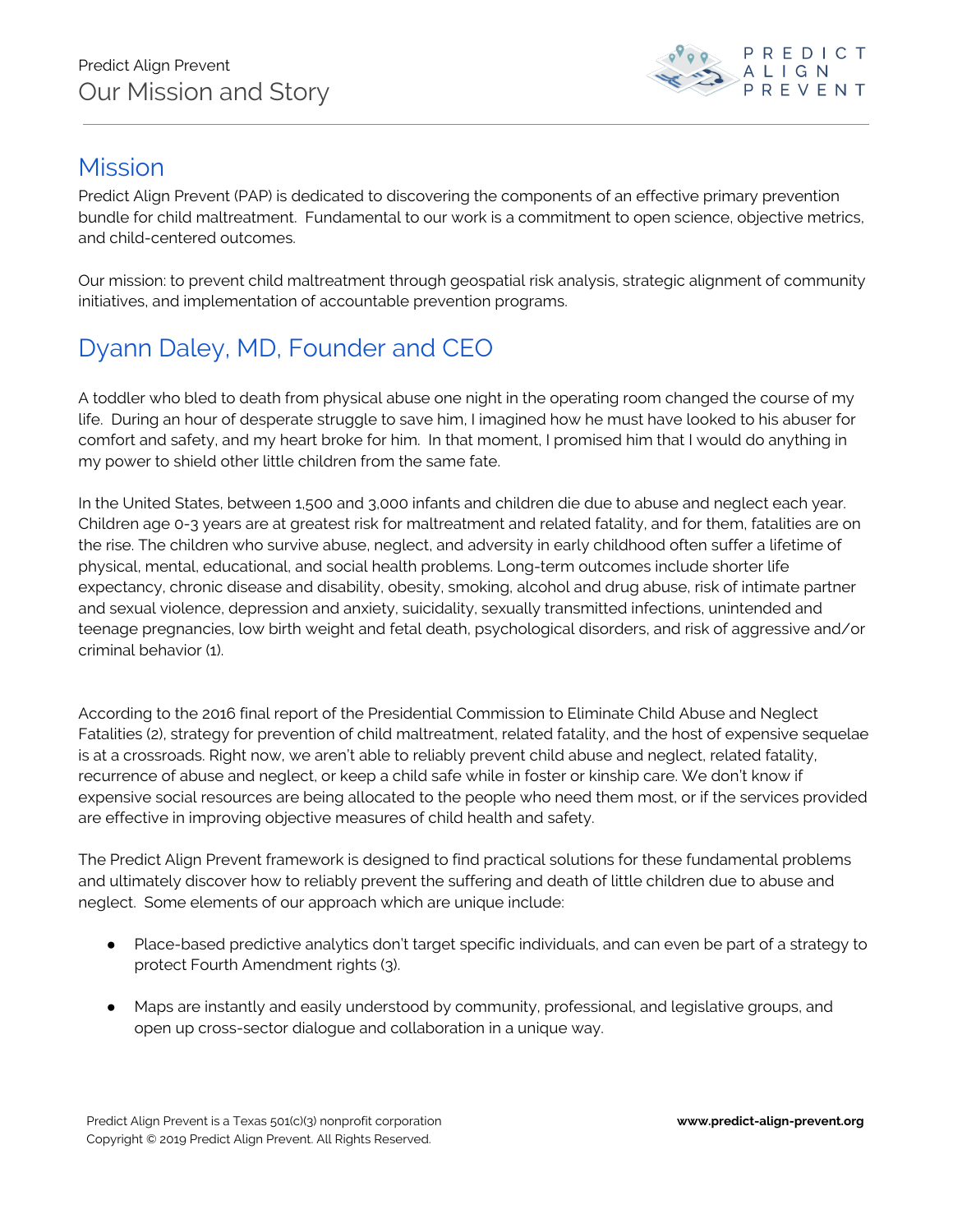Predict Align Prevent

# Our Mission and Story

## Mission

Predict Align Prevent (PAP) is dedicated to discovering the components of an effective primary prevention bundle for child maltreatment. Fundamental to our work is a commitment to open science, objective metrics, and child-centered outcomes.

Our mission: to prevent child maltreatment through geospatial risk analysis, strategic alignment of community initiatives, and implementation of accountable prevention programs.

## Dyann Daley, MD, Founder and CEO

A toddler who bled to death from physical abuse one night in the operating room changed the course of my life. During an hour of desperate struggle to save him, I imagined how he must have looked to his abuser for comfort and safety, and my heart broke for him. In that moment, I promised him that I would do anything in my power to shield other little children from the same fate.

In the United States, between 1,500 and 3,000 infants and children die due to abuse and neglect each year. Children age 0-3 years are at greatest risk for maltreatment and related fatality, and for them, fatalities are on the rise. The children who survive abuse, neglect, and adversity in early childhood often suffer a lifetime of physical, mental, educational, and social health problems. Long-term outcomes include shorter life expectancy, chronic disease and disability, obesity, smoking, alcohol and drug abuse, risk of intimate partner and sexual violence, depression and anxiety, suicidality, sexually transmitted infections, unintended and teenage pregnancies, low birth weight and fetal death, psychological disorders, and risk of aggressive and/or criminal behavior (1).

According to the 2016 final report of the Presidential Commission to Eliminate Child Abuse and Neglect Fatalities (2), strategy for prevention of child maltreatment, related fatality, and the host of expensive sequelae is at a crossroads. Right now, we aren't able to reliably prevent child abuse and neglect, related fatality, recurrence of abuse and neglect, or keep a child safe while in foster or kinship care. We don't know if expensive social resources are being allocated to the people who need them most, or if the services provided are effective in improving objective measures of child health and safety.

The Predict Align Prevent framework is designed to find practical solutions for these fundamental problems and ultimately discover how to reliably prevent the suffering and death of little children due to abuse and neglect. Some elements of our approach which are unique include:

- Place-based predictive analytics don't target specific individuals, and can even be part of a strategy to protect Fourth Amendment rights (3).
- Maps are instantly and easily understood by community, professional, and legislative groups, and open up cross-sector dialogue and collaboration in a unique way.

Predict Align Prevent is a Texas 501(c)(3) nonprofit corporation
Copyright © 2019 Predict Align Prevent. All Rights Reserved.

**www.predict-align-prevent.org**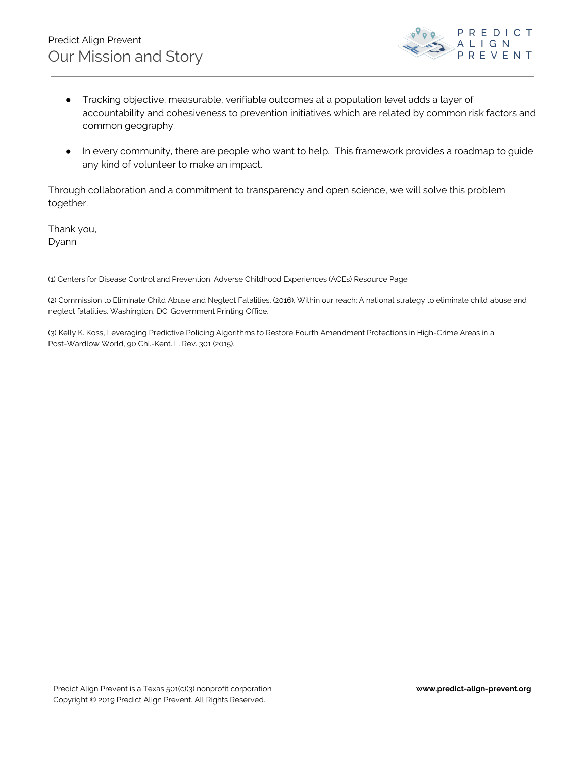- Tracking objective, measurable, verifiable outcomes at a population level adds a layer of accountability and cohesiveness to prevention initiatives which are related by common risk factors and common geography.
- In every community, there are people who want to help. This framework provides a roadmap to guide any kind of volunteer to make an impact.

Through collaboration and a commitment to transparency and open science, we will solve this problem together.

Thank you,
Dyann

(1) Centers for Disease Control and Prevention, Adverse Childhood Experiences (ACEs) Resource Page

(2) Commission to Eliminate Child Abuse and Neglect Fatalities. (2016). Within our reach: A national strategy to eliminate child abuse and neglect fatalities. Washington, DC: Government Printing Office.

(3) Kelly K. Koss, Leveraging Predictive Policing Algorithms to Restore Fourth Amendment Protections in High-Crime Areas in a Post-Wardlow World, 90 Chi.-Kent. L. Rev. 301 (2015).

Predict Align Prevent is a Texas 501(c)(3) nonprofit corporation
Copyright © 2019 Predict Align Prevent. All Rights Reserved.

**www.predict-align-prevent.org**